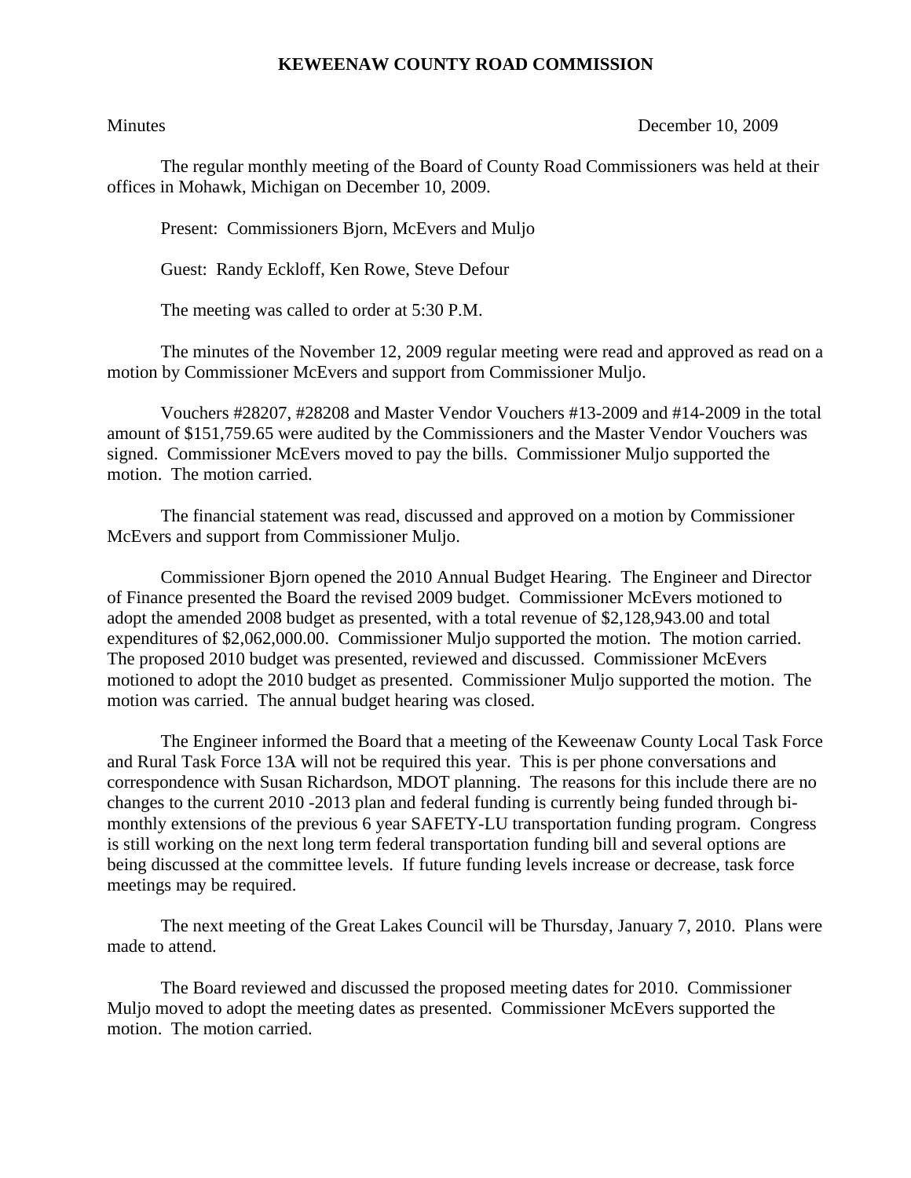# KEWEENAW COUNTY ROAD COMMISSION

Minutes December 10, 2009

The regular monthly meeting of the Board of County Road Commissioners was held at their offices in Mohawk, Michigan on December 10, 2009.

Present: Commissioners Bjorn, McEvers and Muljo

Guest: Randy Eckloff, Ken Rowe, Steve Defour

The meeting was called to order at 5:30 P.M.

The minutes of the November 12, 2009 regular meeting were read and approved as read on a motion by Commissioner McEvers and support from Commissioner Muljo.

Vouchers #28207, #28208 and Master Vendor Vouchers #13-2009 and #14-2009 in the total amount of $151,759.65 were audited by the Commissioners and the Master Vendor Vouchers was signed. Commissioner McEvers moved to pay the bills. Commissioner Muljo supported the motion. The motion carried.

The financial statement was read, discussed and approved on a motion by Commissioner McEvers and support from Commissioner Muljo.

Commissioner Bjorn opened the 2010 Annual Budget Hearing. The Engineer and Director of Finance presented the Board the revised 2009 budget. Commissioner McEvers motioned to adopt the amended 2008 budget as presented, with a total revenue of $2,128,943.00 and total expenditures of $2,062,000.00. Commissioner Muljo supported the motion. The motion carried. The proposed 2010 budget was presented, reviewed and discussed. Commissioner McEvers motioned to adopt the 2010 budget as presented. Commissioner Muljo supported the motion. The motion was carried. The annual budget hearing was closed.

The Engineer informed the Board that a meeting of the Keweenaw County Local Task Force and Rural Task Force 13A will not be required this year. This is per phone conversations and correspondence with Susan Richardson, MDOT planning. The reasons for this include there are no changes to the current 2010 -2013 plan and federal funding is currently being funded through bi-monthly extensions of the previous 6 year SAFETY-LU transportation funding program. Congress is still working on the next long term federal transportation funding bill and several options are being discussed at the committee levels. If future funding levels increase or decrease, task force meetings may be required.

The next meeting of the Great Lakes Council will be Thursday, January 7, 2010. Plans were made to attend.

The Board reviewed and discussed the proposed meeting dates for 2010. Commissioner Muljo moved to adopt the meeting dates as presented. Commissioner McEvers supported the motion. The motion carried.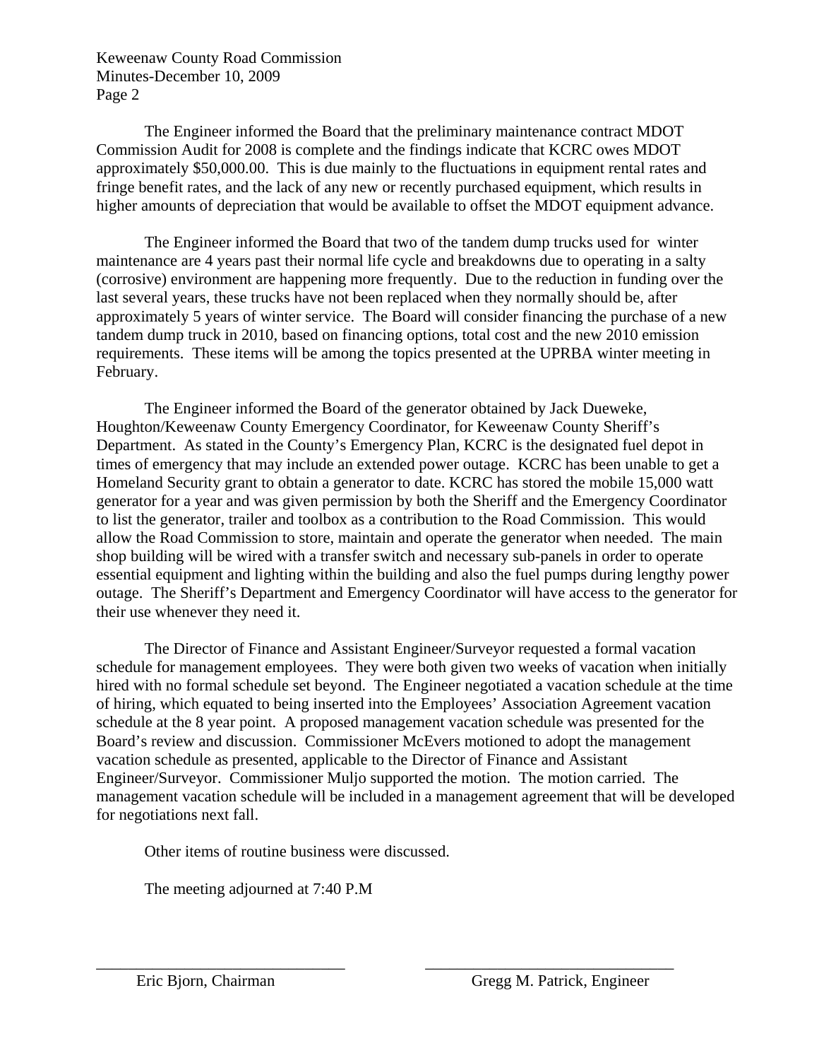The Engineer informed the Board that the preliminary maintenance contract MDOT Commission Audit for 2008 is complete and the findings indicate that KCRC owes MDOT approximately $50,000.00. This is due mainly to the fluctuations in equipment rental rates and fringe benefit rates, and the lack of any new or recently purchased equipment, which results in higher amounts of depreciation that would be available to offset the MDOT equipment advance.

The Engineer informed the Board that two of the tandem dump trucks used for winter maintenance are 4 years past their normal life cycle and breakdowns due to operating in a salty (corrosive) environment are happening more frequently. Due to the reduction in funding over the last several years, these trucks have not been replaced when they normally should be, after approximately 5 years of winter service. The Board will consider financing the purchase of a new tandem dump truck in 2010, based on financing options, total cost and the new 2010 emission requirements. These items will be among the topics presented at the UPRBA winter meeting in February.

The Engineer informed the Board of the generator obtained by Jack Dueweke, Houghton/Keweenaw County Emergency Coordinator, for Keweenaw County Sheriff's Department. As stated in the County's Emergency Plan, KCRC is the designated fuel depot in times of emergency that may include an extended power outage. KCRC has been unable to get a Homeland Security grant to obtain a generator to date. KCRC has stored the mobile 15,000 watt generator for a year and was given permission by both the Sheriff and the Emergency Coordinator to list the generator, trailer and toolbox as a contribution to the Road Commission. This would allow the Road Commission to store, maintain and operate the generator when needed. The main shop building will be wired with a transfer switch and necessary sub-panels in order to operate essential equipment and lighting within the building and also the fuel pumps during lengthy power outage. The Sheriff's Department and Emergency Coordinator will have access to the generator for their use whenever they need it.

The Director of Finance and Assistant Engineer/Surveyor requested a formal vacation schedule for management employees. They were both given two weeks of vacation when initially hired with no formal schedule set beyond. The Engineer negotiated a vacation schedule at the time of hiring, which equated to being inserted into the Employees' Association Agreement vacation schedule at the 8 year point. A proposed management vacation schedule was presented for the Board's review and discussion. Commissioner McEvers motioned to adopt the management vacation schedule as presented, applicable to the Director of Finance and Assistant Engineer/Surveyor. Commissioner Muljo supported the motion. The motion carried. The management vacation schedule will be included in a management agreement that will be developed for negotiations next fall.

Other items of routine business were discussed.

The meeting adjourned at 7:40 P.M

\_\_\_\_\_\_\_\_\_\_\_\_\_\_\_\_\_\_\_\_\_\_\_\_\_\_\_\_\_\_\_\_ \_\_\_\_\_\_\_\_\_\_\_\_\_\_\_\_\_\_\_\_\_\_\_\_\_\_\_\_\_\_\_\_

Eric Bjorn, Chairman Gregg M. Patrick, Engineer